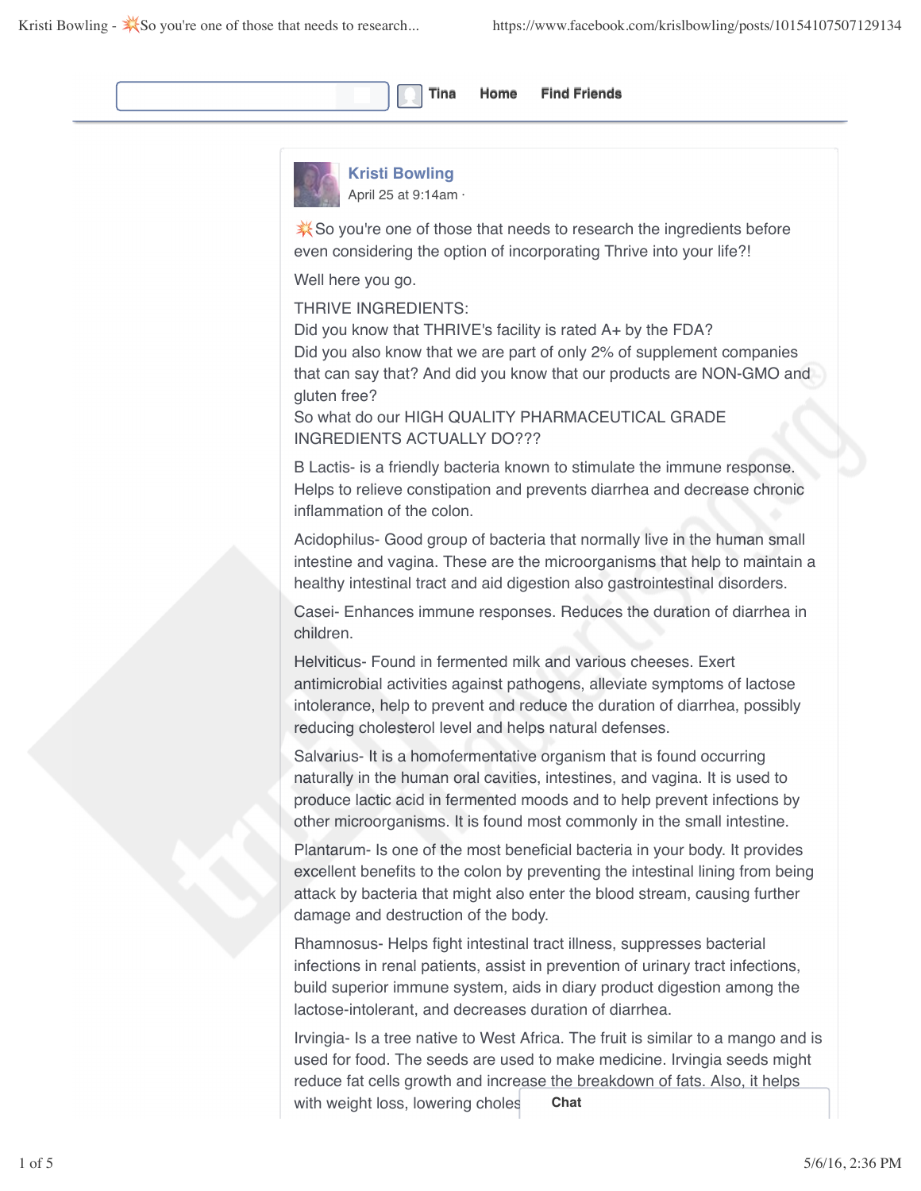Tina Home Find Friends

**Kristi Bowling**
April 25 at 9:14am ·

💥So you're one of those that needs to research the ingredients before even considering the option of incorporating Thrive into your life?!

Well here you go.

THRIVE INGREDIENTS:
Did you know that THRIVE's facility is rated A+ by the FDA?
Did you also know that we are part of only 2% of supplement companies that can say that? And did you know that our products are NON-GMO and gluten free?
So what do our HIGH QUALITY PHARMACEUTICAL GRADE INGREDIENTS ACTUALLY DO???

B Lactis- is a friendly bacteria known to stimulate the immune response. Helps to relieve constipation and prevents diarrhea and decrease chronic inflammation of the colon.

Acidophilus- Good group of bacteria that normally live in the human small intestine and vagina. These are the microorganisms that help to maintain a healthy intestinal tract and aid digestion also gastrointestinal disorders.

Casei- Enhances immune responses. Reduces the duration of diarrhea in children.

Helviticus- Found in fermented milk and various cheeses. Exert antimicrobial activities against pathogens, alleviate symptoms of lactose intolerance, help to prevent and reduce the duration of diarrhea, possibly reducing cholesterol level and helps natural defenses.

Salvarius- It is a homofermentative organism that is found occurring naturally in the human oral cavities, intestines, and vagina. It is used to produce lactic acid in fermented moods and to help prevent infections by other microorganisms. It is found most commonly in the small intestine.

Plantarum- Is one of the most beneficial bacteria in your body. It provides excellent benefits to the colon by preventing the intestinal lining from being attack by bacteria that might also enter the blood stream, causing further damage and destruction of the body.

Rhamnosus- Helps fight intestinal tract illness, suppresses bacterial infections in renal patients, assist in prevention of urinary tract infections, build superior immune system, aids in diary product digestion among the lactose-intolerant, and decreases duration of diarrhea.

Irvingia- Is a tree native to West Africa. The fruit is similar to a mango and is used for food. The seeds are used to make medicine. Irvingia seeds might reduce fat cells growth and increase the breakdown of fats. Also, it helps with weight loss, lowering choles

Chat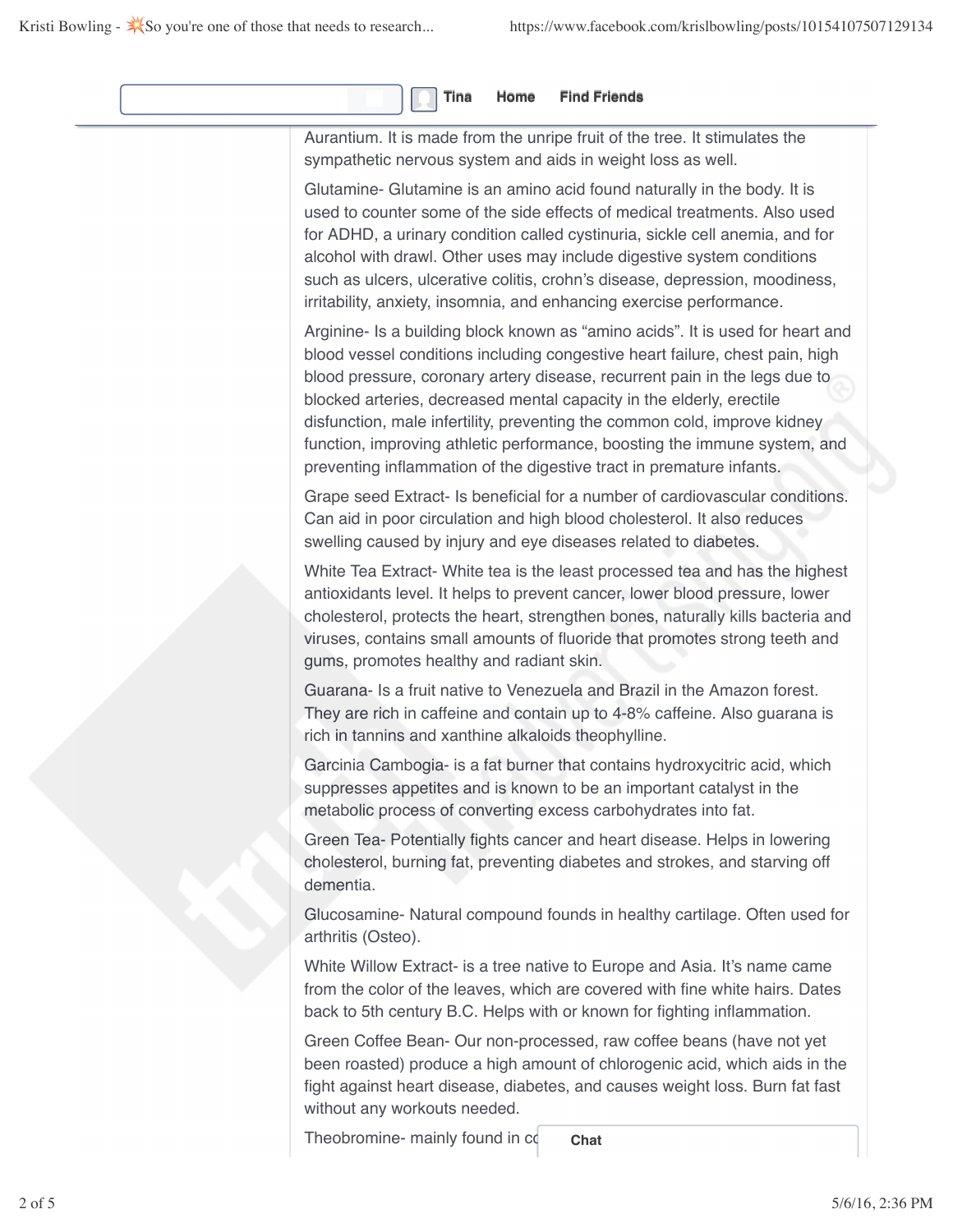Aurantium. It is made from the unripe fruit of the tree. It stimulates the sympathetic nervous system and aids in weight loss as well.

Glutamine- Glutamine is an amino acid found naturally in the body. It is used to counter some of the side effects of medical treatments. Also used for ADHD, a urinary condition called cystinuria, sickle cell anemia, and for alcohol with drawl. Other uses may include digestive system conditions such as ulcers, ulcerative colitis, crohn's disease, depression, moodiness, irritability, anxiety, insomnia, and enhancing exercise performance.

Arginine- Is a building block known as "amino acids". It is used for heart and blood vessel conditions including congestive heart failure, chest pain, high blood pressure, coronary artery disease, recurrent pain in the legs due to blocked arteries, decreased mental capacity in the elderly, erectile disfunction, male infertility, preventing the common cold, improve kidney function, improving athletic performance, boosting the immune system, and preventing inflammation of the digestive tract in premature infants.

Grape seed Extract- Is beneficial for a number of cardiovascular conditions. Can aid in poor circulation and high blood cholesterol. It also reduces swelling caused by injury and eye diseases related to diabetes.

White Tea Extract- White tea is the least processed tea and has the highest antioxidants level. It helps to prevent cancer, lower blood pressure, lower cholesterol, protects the heart, strengthen bones, naturally kills bacteria and viruses, contains small amounts of fluoride that promotes strong teeth and gums, promotes healthy and radiant skin.

Guarana- Is a fruit native to Venezuela and Brazil in the Amazon forest. They are rich in caffeine and contain up to 4-8% caffeine. Also guarana is rich in tannins and xanthine alkaloids theophylline.

Garcinia Cambogia- is a fat burner that contains hydroxycitric acid, which suppresses appetites and is known to be an important catalyst in the metabolic process of converting excess carbohydrates into fat.

Green Tea- Potentially fights cancer and heart disease. Helps in lowering cholesterol, burning fat, preventing diabetes and strokes, and starving off dementia.

Glucosamine- Natural compound founds in healthy cartilage. Often used for arthritis (Osteo).

White Willow Extract- is a tree native to Europe and Asia. It's name came from the color of the leaves, which are covered with fine white hairs. Dates back to 5th century B.C. Helps with or known for fighting inflammation.

Green Coffee Bean- Our non-processed, raw coffee beans (have not yet been roasted) produce a high amount of chlorogenic acid, which aids in the fight against heart disease, diabetes, and causes weight loss. Burn fat fast without any workouts needed.

Theobromine- mainly found in cc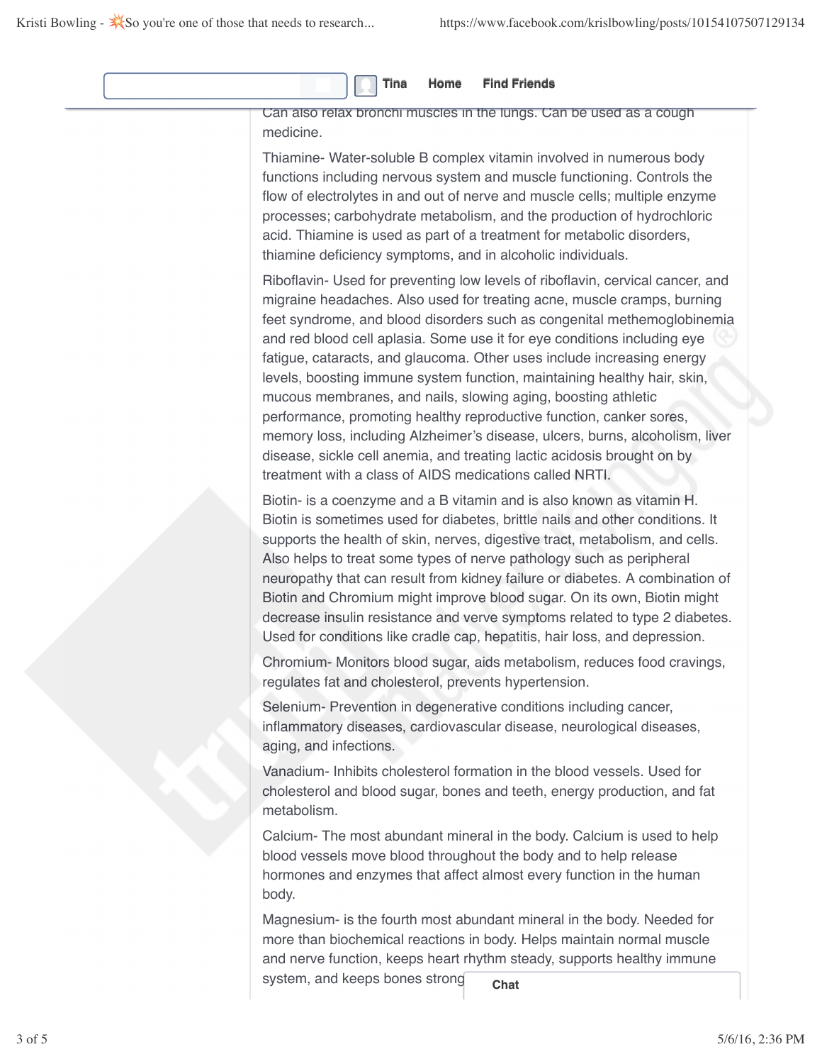Can also relax bronchi muscles in the lungs. Can be used as a cough medicine.

Thiamine- Water-soluble B complex vitamin involved in numerous body functions including nervous system and muscle functioning. Controls the flow of electrolytes in and out of nerve and muscle cells; multiple enzyme processes; carbohydrate metabolism, and the production of hydrochloric acid. Thiamine is used as part of a treatment for metabolic disorders, thiamine deficiency symptoms, and in alcoholic individuals.

Riboflavin- Used for preventing low levels of riboflavin, cervical cancer, and migraine headaches. Also used for treating acne, muscle cramps, burning feet syndrome, and blood disorders such as congenital methemoglobinemia and red blood cell aplasia. Some use it for eye conditions including eye fatigue, cataracts, and glaucoma. Other uses include increasing energy levels, boosting immune system function, maintaining healthy hair, skin, mucous membranes, and nails, slowing aging, boosting athletic performance, promoting healthy reproductive function, canker sores, memory loss, including Alzheimer's disease, ulcers, burns, alcoholism, liver disease, sickle cell anemia, and treating lactic acidosis brought on by treatment with a class of AIDS medications called NRTI.

Biotin- is a coenzyme and a B vitamin and is also known as vitamin H. Biotin is sometimes used for diabetes, brittle nails and other conditions. It supports the health of skin, nerves, digestive tract, metabolism, and cells. Also helps to treat some types of nerve pathology such as peripheral neuropathy that can result from kidney failure or diabetes. A combination of Biotin and Chromium might improve blood sugar. On its own, Biotin might decrease insulin resistance and verve symptoms related to type 2 diabetes. Used for conditions like cradle cap, hepatitis, hair loss, and depression.

Chromium- Monitors blood sugar, aids metabolism, reduces food cravings, regulates fat and cholesterol, prevents hypertension.

Selenium- Prevention in degenerative conditions including cancer, inflammatory diseases, cardiovascular disease, neurological diseases, aging, and infections.

Vanadium- Inhibits cholesterol formation in the blood vessels. Used for cholesterol and blood sugar, bones and teeth, energy production, and fat metabolism.

Calcium- The most abundant mineral in the body. Calcium is used to help blood vessels move blood throughout the body and to help release hormones and enzymes that affect almost every function in the human body.

Magnesium- is the fourth most abundant mineral in the body. Needed for more than biochemical reactions in body. Helps maintain normal muscle and nerve function, keeps heart rhythm steady, supports healthy immune system, and keeps bones strong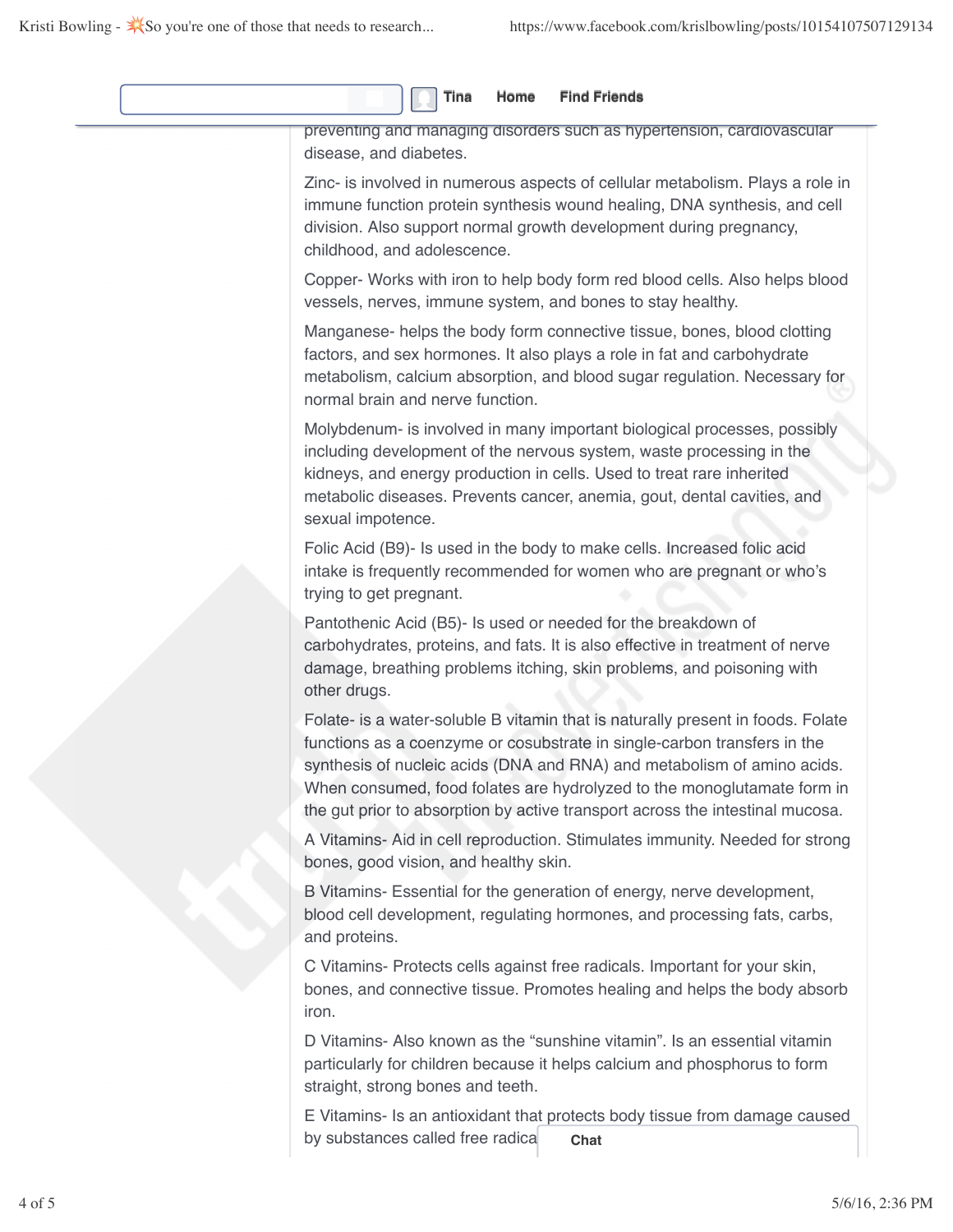preventing and managing disorders such as hypertension, cardiovascular disease, and diabetes.

Zinc- is involved in numerous aspects of cellular metabolism. Plays a role in immune function protein synthesis wound healing, DNA synthesis, and cell division. Also support normal growth development during pregnancy, childhood, and adolescence.

Copper- Works with iron to help body form red blood cells. Also helps blood vessels, nerves, immune system, and bones to stay healthy.

Manganese- helps the body form connective tissue, bones, blood clotting factors, and sex hormones. It also plays a role in fat and carbohydrate metabolism, calcium absorption, and blood sugar regulation. Necessary for normal brain and nerve function.

Molybdenum- is involved in many important biological processes, possibly including development of the nervous system, waste processing in the kidneys, and energy production in cells. Used to treat rare inherited metabolic diseases. Prevents cancer, anemia, gout, dental cavities, and sexual impotence.

Folic Acid (B9)- Is used in the body to make cells. Increased folic acid intake is frequently recommended for women who are pregnant or who's trying to get pregnant.

Pantothenic Acid (B5)- Is used or needed for the breakdown of carbohydrates, proteins, and fats. It is also effective in treatment of nerve damage, breathing problems itching, skin problems, and poisoning with other drugs.

Folate- is a water-soluble B vitamin that is naturally present in foods. Folate functions as a coenzyme or cosubstrate in single-carbon transfers in the synthesis of nucleic acids (DNA and RNA) and metabolism of amino acids. When consumed, food folates are hydrolyzed to the monoglutamate form in the gut prior to absorption by active transport across the intestinal mucosa.

A Vitamins- Aid in cell reproduction. Stimulates immunity. Needed for strong bones, good vision, and healthy skin.

B Vitamins- Essential for the generation of energy, nerve development, blood cell development, regulating hormones, and processing fats, carbs, and proteins.

C Vitamins- Protects cells against free radicals. Important for your skin, bones, and connective tissue. Promotes healing and helps the body absorb iron.

D Vitamins- Also known as the "sunshine vitamin". Is an essential vitamin particularly for children because it helps calcium and phosphorus to form straight, strong bones and teeth.

E Vitamins- Is an antioxidant that protects body tissue from damage caused by substances called free radica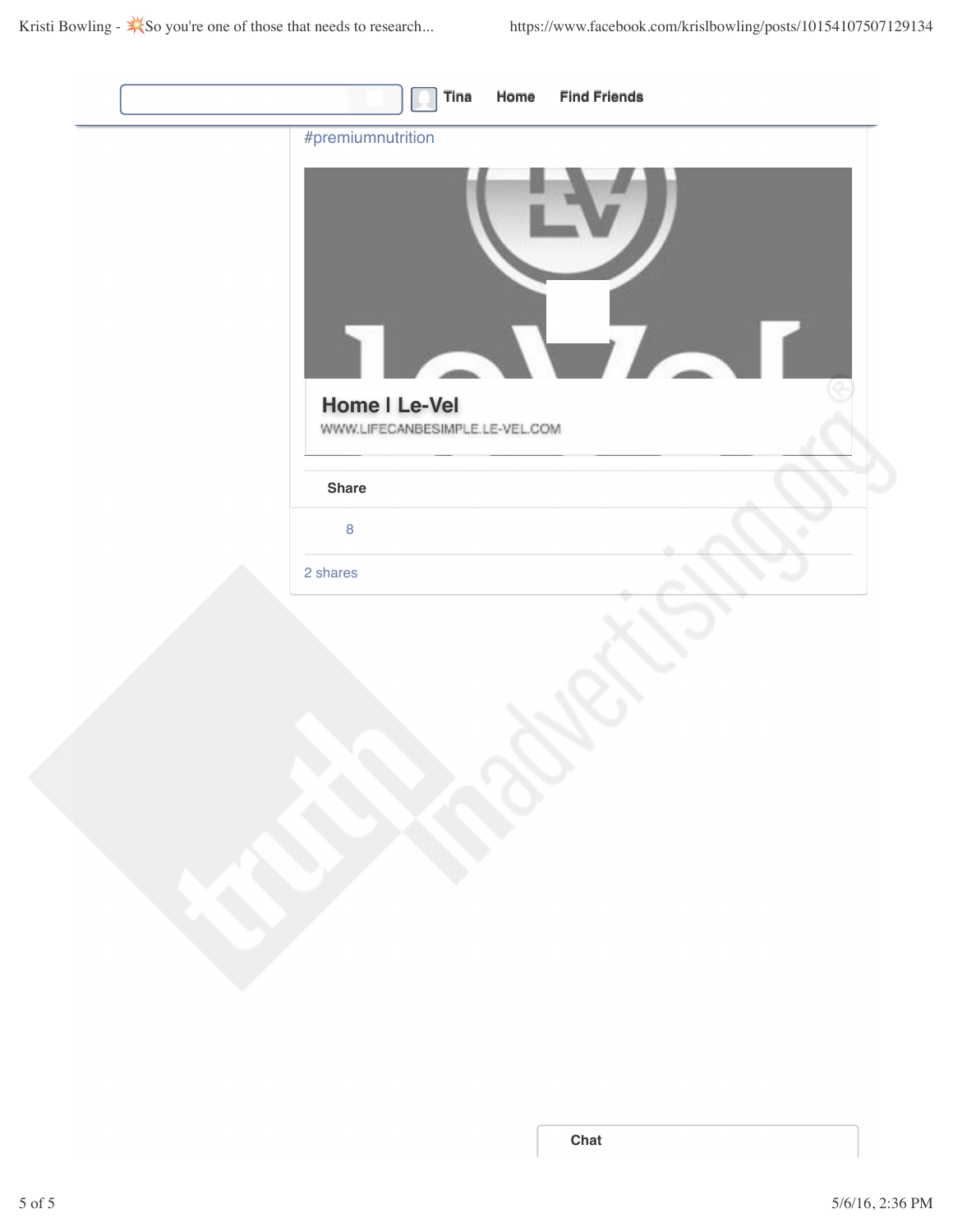Tina Home Find Friends

#premiumnutrition

Home | Le-Vel

WWW.LIFECANBESIMPLE.LE-VEL.COM

Share

8

2 shares

Chat